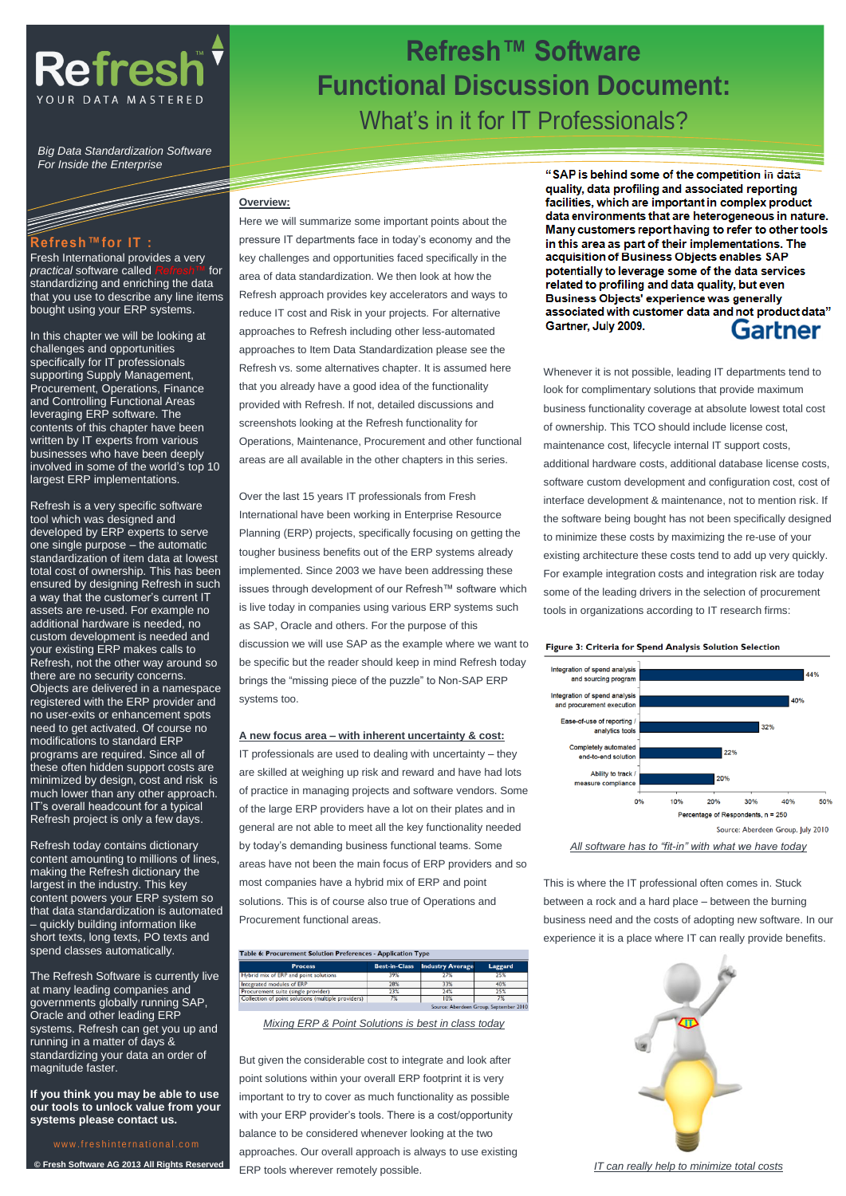# Refresh™ Software Functional Discussion Document:

## What's in it for IT Professionals?

Refresh
YOUR DATA MASTERED

*Big Data Standardization Software For Inside the Enterprise*

## Refresh™ for IT :

Fresh International provides a very *practical* software called *Refresh™* for standardizing and enriching the data that you use to describe any line items bought using your ERP systems.

In this chapter we will be looking at challenges and opportunities specifically for IT professionals supporting Supply Management, Procurement, Operations, Finance and Controlling Functional Areas leveraging ERP software. The contents of this chapter have been written by IT experts from various businesses who we have been deeply involved in some of the world's top 10 largest ERP implementations.

Refresh is a very specific software tool which was designed and developed by ERP experts to serve one single purpose – the automatic standardization of item data at lowest total cost of ownership. This has been ensured by designing Refresh in such a way that the customer's current IT assets are re-used. For example no additional hardware is needed, no custom development is needed and your existing ERP makes calls to Refresh, not the other way around so there are no security concerns. Objects are delivered in a namespace registered with the ERP provider and no user-exits or enhancement spots need to get activated. Of course no modifications to standard ERP programs are required. Since all of these often hidden support costs are minimized by design, cost and risk is much lower than any other approach. IT's overall headcount for a typical Refresh project is only a few days.

Refresh today contains dictionary content amounting to millions of lines, making the Refresh dictionary the largest in the industry. This key content powers your ERP system so that data standardization is automated – quickly building information like short texts, long texts, PO texts and spend classes automatically.

The Refresh Software is currently live at many leading companies and governments globally running SAP, Oracle and other leading ERP systems. Refresh can get you up and running in a matter of days & standardizing your data an order of magnitude faster.

**If you think you may be able to use our tools to unlock value from your systems please contact us.**

www.freshinternational.com

© Fresh Software AG 2013 All Rights Reserved

### Overview:

Here we will summarize some important points about the pressure IT departments face in today's economy and the key challenges and opportunities faced specifically in the area of data standardization. We then look at how the Refresh approach provides key accelerators and ways to reduce IT cost and Risk in your projects. For alternative approaches to Refresh including other less-automated approaches to Item Data Standardization please see the Refresh vs. some alternatives chapter. It is assumed here that you already have a good idea of the functionality provided with Refresh. If not, detailed discussions and screenshots looking at the Refresh functionality for Operations, Maintenance, Procurement and other functional areas are all available in the other chapters in this series.

Over the last 15 years IT professionals from Fresh International have been working in Enterprise Resource Planning (ERP) projects, specifically focusing on getting the tougher business benefits out of the ERP systems already implemented. Since 2003 we have been addressing these issues through development of our Refresh™ software which is live today in companies using various ERP systems such as SAP, Oracle and others. For the purpose of this discussion we will use SAP as the example where we want to be specific but the reader should keep in mind Refresh today brings the "missing piece of the puzzle" to Non-SAP ERP systems too.

### A new focus area – with inherent uncertainty & cost:

IT professionals are used to dealing with uncertainty – they are skilled at weighing up risk and reward and have had lots of practice in managing projects and software vendors. Some of the large ERP providers have a lot on their plates and in general are not able to meet all the key functionality needed by today's demanding business functional teams. Some areas have not been the main focus of ERP providers and so most companies have a hybrid mix of ERP and point solutions. This is of course also true of Operations and Procurement functional areas.

Table 6: Procurement Solution Preferences - Application Type

| Process | Best-in-Class | Industry Average | Laggard |
|---|---|---|---|
| Hybrid mix of ERP and point solutions | 39% | 27% | 25% |
| Integrated modules of ERP | 28% | 33% | 40% |
| Procurement suite (single provider) | 23% | 24% | 25% |
| Collection of point solutions (multiple providers) | 7% | 10% | 7% |

Source: Aberdeen Group, September 2010

*Mixing ERP & Point Solutions is best in class today*

But given the considerable cost to integrate and look after point solutions within your overall ERP footprint it is very important to try to cover as much functionality as possible with your ERP provider's tools. There is a cost/opportunity balance to be considered whenever looking at the two approaches. Our overall approach is always to use existing ERP tools wherever remotely possible.

**"SAP is behind some of the competition in data quality, data profiling and associated reporting facilities, which are important in complex product data environments that are heterogeneous in nature. Many customers report having to refer to other tools in this area as part of their implementations. The acquisition of Business Objects enables SAP potentially to leverage some of the data services related to profiling and data quality, but even Business Objects' experience was generally associated with customer data and not product data" Gartner, July 2009.**

Gartner

Whenever it is not possible, leading IT departments tend to look for complimentary solutions that provide maximum business functionality coverage at absolute lowest total cost of ownership. This TCO should include license cost, maintenance cost, lifecycle internal IT support costs, additional hardware costs, additional database license costs, software custom development and configuration cost, cost of interface development & maintenance, not to mention risk. If the software being bought has not been specifically designed to minimize these costs by maximizing the re-use of your existing architecture these costs tend to add up very quickly. For example integration costs and integration risk are today some of the leading drivers in the selection of procurement tools in organizations according to IT research firms:

**Figure 3: Criteria for Spend Analysis Solution Selection**

| Criteria | Percentage of Respondents |
|---|---|
| Integration of spend analysis and sourcing program | 44% |
| Integration of spend analysis and procurement execution | 40% |
| Ease-of-use of reporting / analytics tools | 32% |
| Completely automated end-to-end solution | 22% |
| Ability to track / measure compliance | 20% |

Percentage of Respondents, n = 250

Source: Aberdeen Group, July 2010

*All software has to "fit-in" with what we have today*

This is where the IT professional often comes in. Stuck between a rock and a hard place – between the burning business need and the costs of adopting new software. In our experience it is a place where IT can really provide benefits.

*IT can really help to minimize total costs*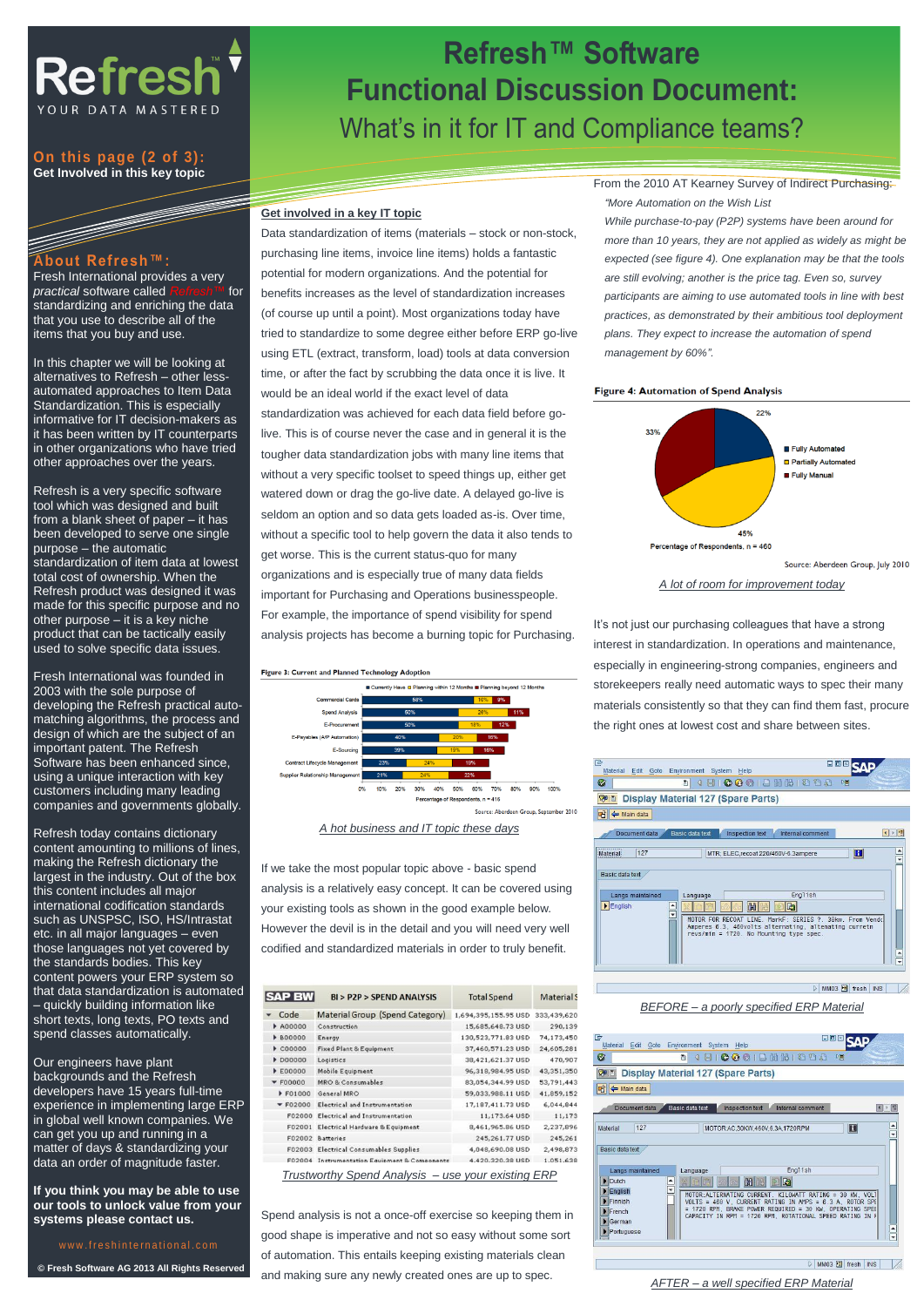# Refresh™ Software

## Functional Discussion Document:

## What's in it for IT and Compliance teams?

Refresh
YOUR DATA MASTERED

**On this page (2 of 3):**
**Get Involved in this key topic**

### About Refresh™:

Fresh International provides a very *practical* software called *Refresh™* for standardizing and enriching the data that you use to describe all of the items that you buy and use.

In this chapter we will be looking at alternatives to Refresh – other less-automated approaches to Item Data Standardization. This is especially informative for IT decision-makers as it has been written by IT counterparts in other organizations who have tried other approaches over the years.

Refresh is a very specific software tool which was designed and built from a blank sheet of paper – it has been developed to serve one single purpose – the automatic standardization of item data at lowest total cost of ownership. When the Refresh product was designed it was made for this specific purpose and no other purpose – it is a key niche product that can be tactically easily used to solve specific data issues.

Fresh International was founded in 2003 with the sole purpose of developing the Refresh practical auto-matching algorithms, the process and design of which are the subject of an important patent. The Refresh Software has been enhanced since, using a unique interaction with key customers including many leading companies and governments globally.

Refresh today contains dictionary content amounting to millions of lines, making the Refresh dictionary the largest in the industry. Out of the box this content includes all major international codification standards such as UNSPSC, ISO, HS/Intrastat etc. in all major languages – even those languages not yet covered by the standards bodies. This key content powers your ERP system so that data standardization is automated – quickly building information like short texts, long texts, PO texts and spend classes automatically.

Our engineers have plant backgrounds and the Refresh developers have 15 years full-time experience in implementing large ERP in global well known companies. We can get you up and running in a matter of days & standardizing your data an order of magnitude faster.

**If you think you may be able to use our tools to unlock value from your systems please contact us.**

www.freshinternational.com

**© Fresh Software AG 2013 All Rights Reserved**

### Get involved in a key IT topic

Data standardization of items (materials – stock or non-stock, purchasing line items, invoice line items) holds a fantastic potential for modern organizations. And the potential for benefits increases as the level of standardization increases (of course up until a point). Most organizations today have tried to standardize to some degree either before ERP go-live using ETL (extract, transform, load) tools at data conversion time, or after the fact by scrubbing the data once it is live. It would be an ideal world if the exact level of data standardization was achieved for each data field before go-live. This is of course never the case and in general it is the tougher data standardization jobs with many line items that without a very specific toolset to speed things up, either get watered down or drag the go-live date. A delayed go-live is seldom an option and so data gets loaded as-is. Over time, without a specific tool to help govern the data it also tends to get worse. This is the current status-quo for many organizations and is especially true of many data fields important for Purchasing and Operations businesspeople. For example, the importance of spend visibility for spend analysis projects has become a burning topic for Purchasing.

**Figure 3: Current and Planned Technology Adoption**

| | Currently Have | Planning within 12 Months | Planning beyond 12 Months |
|---|---|---|---|
| Commercial Cards | 58% | 16% | 9% |
| Spend Analysis | 50% | 26% | 11% |
| E-Procurement | 50% | 18% | 12% |
| E-Payables (A/P Automation) | 40% | 20% | 16% |
| E-Sourcing | 39% | 19% | 16% |
| Contract Lifecycle Management | 23% | 24% | 19% |
| Supplier Relationship Management | 21% | 24% | 22% |

Percentage of Respondents, n = 416

Source: Aberdeen Group, September 2010

*A hot business and IT topic these days*

If we take the most popular topic above - basic spend analysis is a relatively easy concept. It can be covered using your existing tools as shown in the good example below. However the devil is in the detail and you will need very well codified and standardized materials in order to truly benefit.

| Code | Material Group (Spend Category) | Total Spend | Material S... |
|---|---|---|---|
| | | 1,694,395,155.95 USD | 333,439,620 |
| A00000 | Construction | 15,685,648.73 USD | 290,139 |
| B00000 | Energy | 130,523,771.83 USD | 74,173,450 |
| C00000 | Fixed Plant & Equipment | 37,460,571.23 USD | 24,605,281 |
| D00000 | Logistics | 38,421,621.37 USD | 470,907 |
| E00000 | Mobile Equipment | 96,318,984.95 USD | 43,351,350 |
| F00000 | MRO & Consumables | 83,054,344.99 USD | 53,791,443 |
| F01000 | General MRO | 59,033,988.11 USD | 41,859,152 |
| F02000 | Electrical and Instrumentation | 17,187,411.73 USD | 6,044,844 |
| F02000 | Electrical and Instrumentation | 11,173.64 USD | 11,173 |
| F02001 | Electrical Hardware & Equipment | 8,461,965.86 USD | 2,237,896 |
| F02002 | Batteries | 245,261.77 USD | 245,261 |
| F02003 | Electrical Consumables Supplies | 4,048,690.08 USD | 2,498,873 |
| F02004 | Instrumentation Equipment & Components | 4,420,320.38 USD | 1,051,638 |

*Trustworthy Spend Analysis – use your existing ERP*

Spend analysis is not a once-off exercise so keeping them in good shape is imperative and not so easy without some sort of automation. This entails keeping existing materials clean and making sure any newly created ones are up to spec.

From the 2010 AT Kearney Survey of Indirect Purchasing:

*"More Automation on the Wish List*

*While purchase-to-pay (P2P) systems have been around for more than 10 years, they are not applied as widely as might be expected (see figure 4). One explanation may be that the tools are still evolving; another is the price tag. Even so, survey participants are aiming to use automated tools in line with best practices, as demonstrated by their ambitious tool deployment plans. They expect to increase the automation of spend management by 60%".*

**Figure 4: Automation of Spend Analysis**

| | Percentage of Respondents |
|---|---|
| Fully Automated | 22% |
| Partially Automated | 45% |
| Fully Manual | 33% |

Percentage of Respondents, n = 460

Source: Aberdeen Group, July 2010

*A lot of room for improvement today*

It's not just our purchasing colleagues that have a strong interest in standardization. In operations and maintenance, especially in engineering-strong companies, engineers and storekeepers really need automatic ways to spec their many materials consistently so that they can find them fast, procure the right ones at lowest cost and share between sites.

Display Material 127 (Spare Parts)

Material 127 — MTR; ELEC,recoat 220/460V-6.3ampere

MOTOR FOR RECOAT LINE. MarkF: SERIES ?. 30kw. From Vendor Amperes 6.3, 460volts alternating, alternating current revs/min = 1720. No Mounting type spec.

*BEFORE – a poorly specified ERP Material*

Display Material 127 (Spare Parts)

Material 127 — MOTOR:AC,30KW,460V,6.3A,1720RPM

MOTOR:ALTERNATING CURRENT. KILOWATT RATING = 30 KW, VOLTS = 460 V, CURRENT RATING IN AMPS = 6.3 A, ROTOR SPEED = 1720 RPM, BRAKE POWER REQUIRED = 30 KW, OPERATING SPEED CAPACITY IN RPM = 1720 RPM, ROTATIONAL SPEED RATING IN R...

*AFTER – a well specified ERP Material*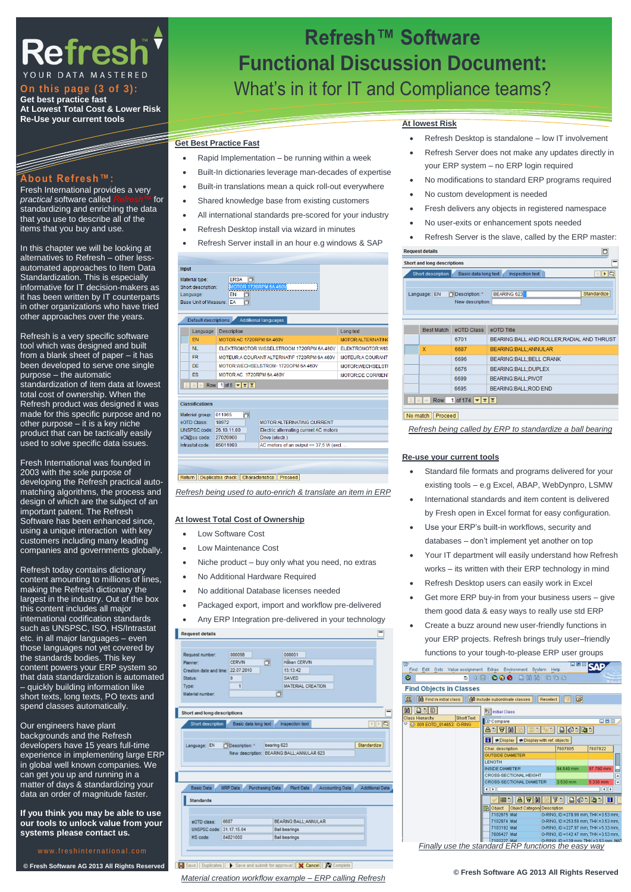# Refresh™ Software Functional Discussion Document:

## What's in it for IT and Compliance teams?

**Refresh™**

YOUR DATA MASTERED

**On this page (3 of 3):**

**Get best practice fast**
**At Lowest Total Cost & Lower Risk**
**Re-Use your current tools**

**About Refresh™:**

Fresh International provides a very *practical* software called *Refresh™* for standardizing and enriching the data that you use to describe all of the items that you buy and use.

In this chapter we will be looking at alternatives to Refresh – other less-automated approaches to Item Data Standardization. This is especially informative for IT decision-makers as it has been written by IT counterparts in other organizations who have tried other approaches over the years.

Refresh is a very specific software tool which was designed and built from a blank sheet of paper – it has been developed to serve one single purpose – the automatic standardization of item data at lowest total cost of ownership. When the Refresh product was designed it was made for this specific purpose and no other purpose – it is a key niche product that can be tactically easily used to solve specific data issues.

Fresh International was founded in 2003 with the sole purpose of developing the Refresh practical auto-matching algorithms, the process and design of which are the subject of an important patent. The Refresh Software has been enhanced since, using a unique interaction with key customers including many leading companies and governments globally.

Refresh today contains dictionary content amounting to millions of lines, making the Refresh dictionary the largest in the industry. Out of the box this content includes all major international codification standards such as UNSPSC, ISO, HS/Intrastat etc. in all major languages – even those languages not yet covered by the standards bodies. This key content powers your ERP system so that data standardization is automated – quickly building information like short texts, long texts, PO texts and spend classes automatically.

Our engineers have plant backgrounds and the Refresh developers have 15 years full-time experience in implementing large ERP in global well known companies. We can get you up and running in a matter of days & standardizing your data an order of magnitude faster.

**If you think you may be able to use our tools to unlock value from your systems please contact us.**

www.freshinternational.com

**© Fresh Software AG 2013 All Rights Reserved**

### Get Best Practice Fast

- Rapid Implementation – be running within a week
- Built-In dictionaries leverage man-decades of expertise
- Built-in translations mean a quick roll-out everywhere
- Shared knowledge base from existing customers
- All international standards pre-scored for your industry
- Refresh Desktop install via wizard in minutes
- Refresh Server install in an hour e.g windows & SAP

*Refresh being used to auto-enrich & translate an item in ERP*

### At lowest Total Cost of Ownership

- Low Software Cost
- Low Maintenance Cost
- Niche product – buy only what you need, no extras
- No Additional Hardware Required
- No additional Database licenses needed
- Packaged export, import and workflow pre-delivered
- Any ERP Integration pre-delivered in your technology

*Material creation workflow example – ERP calling Refresh*

### At lowest Risk

- Refresh Desktop is standalone – low IT involvement
- Refresh Server does not make any updates directly in your ERP system – no ERP login required
- No modifications to standard ERP programs required
- No custom development is needed
- Fresh delivers any objects in registered namespace
- No user-exits or enhancement spots needed
- Refresh Server is the slave, called by the ERP master:

*Refresh being called by ERP to standardize a ball bearing*

### Re-use your current tools

- Standard file formats and programs delivered for your existing tools – e.g Excel, ABAP, WebDynpro, LSMW
- International standards and item content is delivered by Fresh open in Excel format for easy configuration.
- Use your ERP's built-in workflows, security and databases – don't implement yet another on top
- Your IT department will easily understand how Refresh works – its written with their ERP technology in mind
- Refresh Desktop users can easily work in Excel
- Get more ERP buy-in from your business users – give them good data & easy ways to really use std ERP
- Create a buzz around new user-friendly functions in your ERP projects. Refresh brings truly user–friendly functions to your tough-to-please ERP user groups

*Finally use the standard ERP functions the easy way*

**© Fresh Software AG 2013 All Rights Reserved**